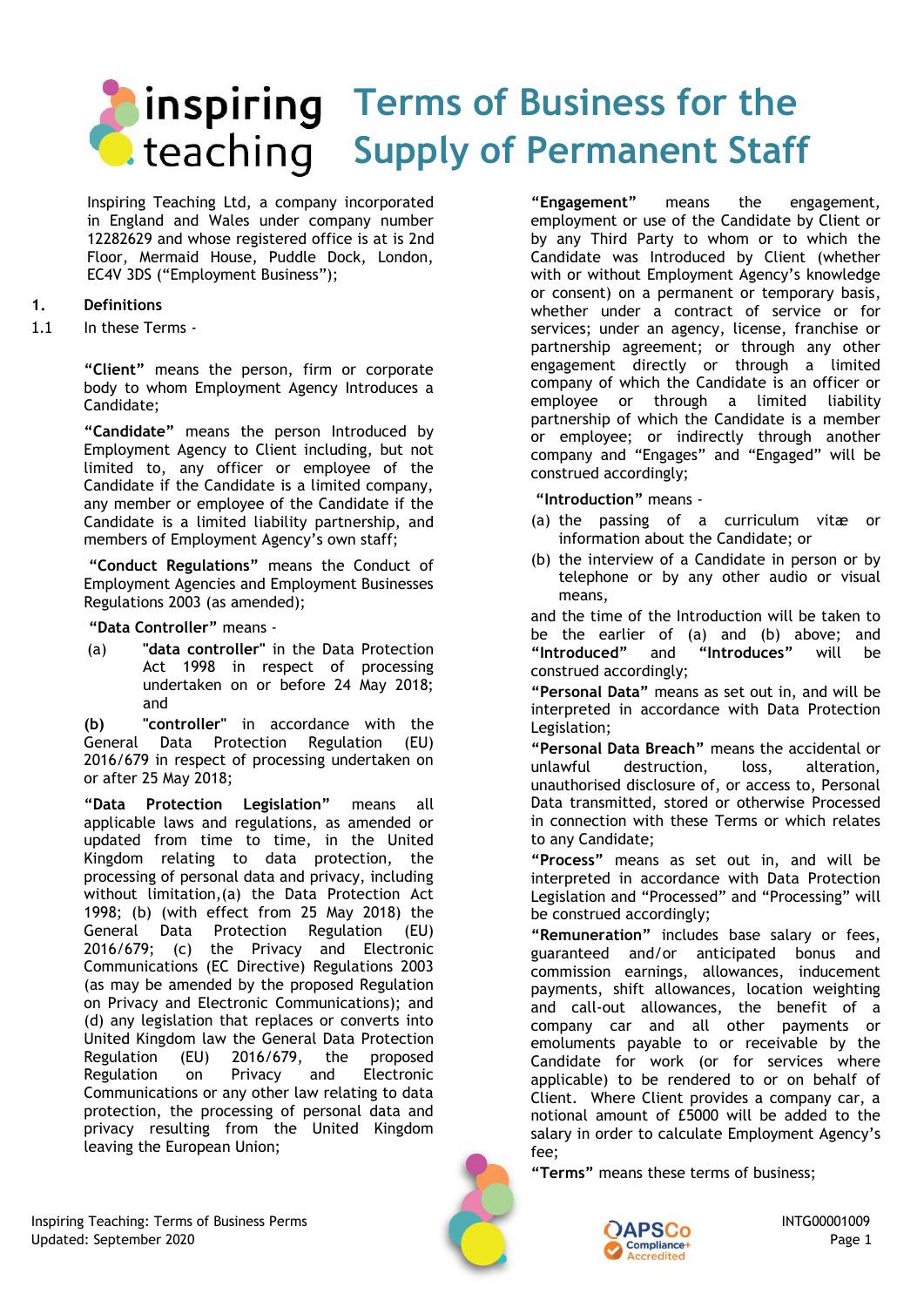# Terms of Business for the Supply of Permanent Staff

Inspiring Teaching Ltd, a company incorporated in England and Wales under company number 12282629 and whose registered office is at is 2nd Floor, Mermaid House, Puddle Dock, London, EC4V 3DS ("Employment Business");

## 1. Definitions

1.1 In these Terms -

**"Client"** means the person, firm or corporate body to whom Employment Agency Introduces a Candidate;

**"Candidate"** means the person Introduced by Employment Agency to Client including, but not limited to, any officer or employee of the Candidate if the Candidate is a limited company, any member or employee of the Candidate if the Candidate is a limited liability partnership, and members of Employment Agency's own staff;

**"Conduct Regulations"** means the Conduct of Employment Agencies and Employment Businesses Regulations 2003 (as amended);

**"Data Controller"** means -

(a) **"data controller"** in the Data Protection Act 1998 in respect of processing undertaken on or before 24 May 2018; and

**(b)** **"controller"** in accordance with the General Data Protection Regulation (EU) 2016/679 in respect of processing undertaken on or after 25 May 2018;

**"Data Protection Legislation"** means all applicable laws and regulations, as amended or updated from time to time, in the United Kingdom relating to data protection, the processing of personal data and privacy, including without limitation,(a) the Data Protection Act 1998; (b) (with effect from 25 May 2018) the General Data Protection Regulation (EU) 2016/679; (c) the Privacy and Electronic Communications (EC Directive) Regulations 2003 (as may be amended by the proposed Regulation on Privacy and Electronic Communications); and (d) any legislation that replaces or converts into United Kingdom law the General Data Protection Regulation (EU) 2016/679, the proposed Regulation on Privacy and Electronic Communications or any other law relating to data protection, the processing of personal data and privacy resulting from the United Kingdom leaving the European Union;

**"Engagement"** means the engagement, employment or use of the Candidate by Client or by any Third Party to whom or to which the Candidate was Introduced by Client (whether with or without Employment Agency's knowledge or consent) on a permanent or temporary basis, whether under a contract of service or for services; under an agency, license, franchise or partnership agreement; or through any other engagement directly or through a limited company of which the Candidate is an officer or employee or through a limited liability partnership of which the Candidate is a member or employee; or indirectly through another company and "Engages" and "Engaged" will be construed accordingly;

**"Introduction"** means -

(a) the passing of a curriculum vitæ or information about the Candidate; or

(b) the interview of a Candidate in person or by telephone or by any other audio or visual means,

and the time of the Introduction will be taken to be the earlier of (a) and (b) above; and **"Introduced"** and **"Introduces"** will be construed accordingly;

**"Personal Data"** means as set out in, and will be interpreted in accordance with Data Protection Legislation;

**"Personal Data Breach"** means the accidental or unlawful destruction, loss, alteration, unauthorised disclosure of, or access to, Personal Data transmitted, stored or otherwise Processed in connection with these Terms or which relates to any Candidate;

**"Process"** means as set out in, and will be interpreted in accordance with Data Protection Legislation and "Processed" and "Processing" will be construed accordingly;

**"Remuneration"** includes base salary or fees, guaranteed and/or anticipated bonus and commission earnings, allowances, inducement payments, shift allowances, location weighting and call-out allowances, the benefit of a company car and all other payments or emoluments payable to or receivable by the Candidate for work (or for services where applicable) to be rendered to or on behalf of Client. Where Client provides a company car, a notional amount of £5000 will be added to the salary in order to calculate Employment Agency's fee;

**"Terms"** means these terms of business;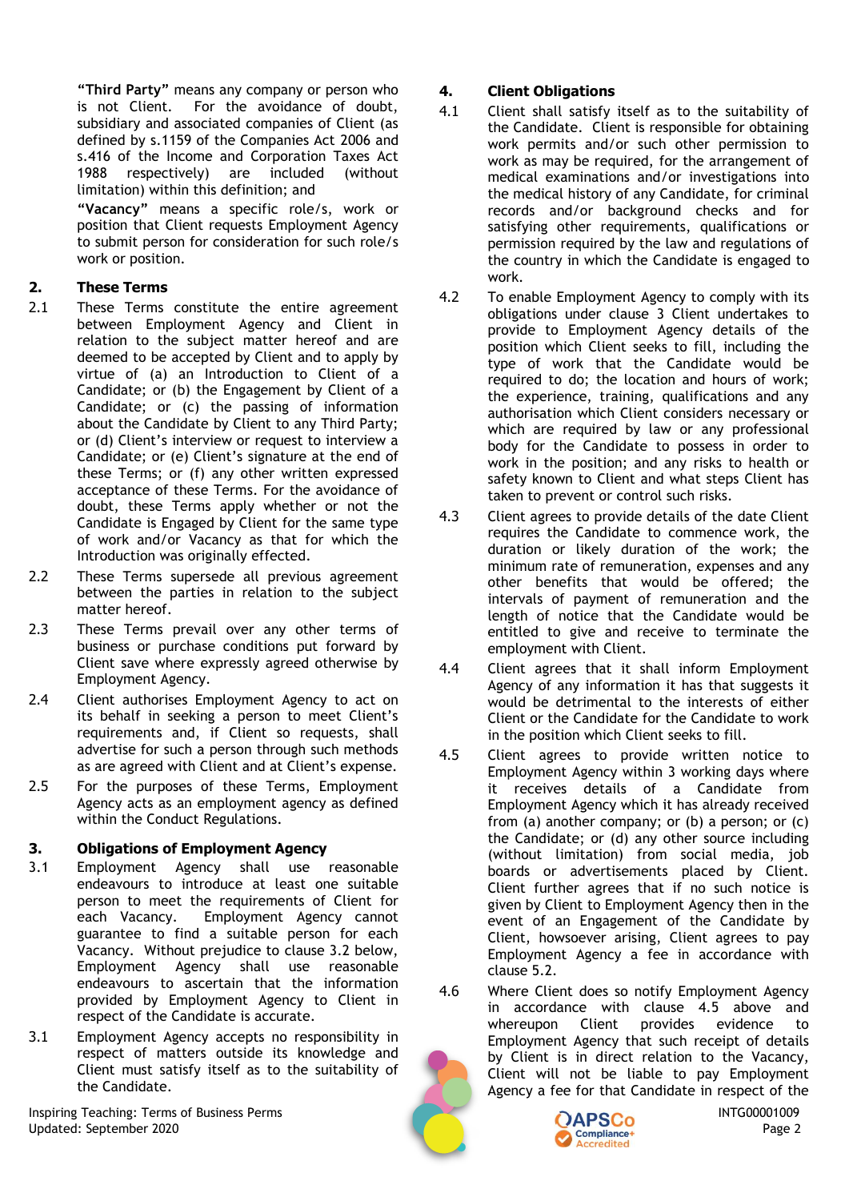**"Third Party"** means any company or person who is not Client. For the avoidance of doubt, subsidiary and associated companies of Client (as defined by s.1159 of the Companies Act 2006 and s.416 of the Income and Corporation Taxes Act 1988 respectively) are included (without limitation) within this definition; and

**"Vacancy"** means a specific role/s, work or position that Client requests Employment Agency to submit person for consideration for such role/s work or position.

## 2. These Terms

2.1 These Terms constitute the entire agreement between Employment Agency and Client in relation to the subject matter hereof and are deemed to be accepted by Client and to apply by virtue of (a) an Introduction to Client of a Candidate; or (b) the Engagement by Client of a Candidate; or (c) the passing of information about the Candidate by Client to any Third Party; or (d) Client's interview or request to interview a Candidate; or (e) Client's signature at the end of these Terms; or (f) any other written expressed acceptance of these Terms. For the avoidance of doubt, these Terms apply whether or not the Candidate is Engaged by Client for the same type of work and/or Vacancy as that for which the Introduction was originally effected.

2.2 These Terms supersede all previous agreement between the parties in relation to the subject matter hereof.

2.3 These Terms prevail over any other terms of business or purchase conditions put forward by Client save where expressly agreed otherwise by Employment Agency.

2.4 Client authorises Employment Agency to act on its behalf in seeking a person to meet Client's requirements and, if Client so requests, shall advertise for such a person through such methods as are agreed with Client and at Client's expense.

2.5 For the purposes of these Terms, Employment Agency acts as an employment agency as defined within the Conduct Regulations.

## 3. Obligations of Employment Agency

3.1 Employment Agency shall use reasonable endeavours to introduce at least one suitable person to meet the requirements of Client for each Vacancy. Employment Agency cannot guarantee to find a suitable person for each Vacancy. Without prejudice to clause 3.2 below, Employment Agency shall use reasonable endeavours to ascertain that the information provided by Employment Agency to Client in respect of the Candidate is accurate.

3.1 Employment Agency accepts no responsibility in respect of matters outside its knowledge and Client must satisfy itself as to the suitability of the Candidate.

## 4. Client Obligations

4.1 Client shall satisfy itself as to the suitability of the Candidate. Client is responsible for obtaining work permits and/or such other permission to work as may be required, for the arrangement of medical examinations and/or investigations into the medical history of any Candidate, for criminal records and/or background checks and for satisfying other requirements, qualifications or permission required by the law and regulations of the country in which the Candidate is engaged to work.

4.2 To enable Employment Agency to comply with its obligations under clause 3 Client undertakes to provide to Employment Agency details of the position which Client seeks to fill, including the type of work that the Candidate would be required to do; the location and hours of work; the experience, training, qualifications and any authorisation which Client considers necessary or which are required by law or any professional body for the Candidate to possess in order to work in the position; and any risks to health or safety known to Client and what steps Client has taken to prevent or control such risks.

4.3 Client agrees to provide details of the date Client requires the Candidate to commence work, the duration or likely duration of the work; the minimum rate of remuneration, expenses and any other benefits that would be offered; the intervals of payment of remuneration and the length of notice that the Candidate would be entitled to give and receive to terminate the employment with Client.

4.4 Client agrees that it shall inform Employment Agency of any information it has that suggests it would be detrimental to the interests of either Client or the Candidate for the Candidate to work in the position which Client seeks to fill.

4.5 Client agrees to provide written notice to Employment Agency within 3 working days where it receives details of a Candidate from Employment Agency which it has already received from (a) another company; or (b) a person; or (c) the Candidate; or (d) any other source including (without limitation) from social media, job boards or advertisements placed by Client. Client further agrees that if no such notice is given by Client to Employment Agency then in the event of an Engagement of the Candidate by Client, howsoever arising, Client agrees to pay Employment Agency a fee in accordance with clause 5.2.

4.6 Where Client does so notify Employment Agency in accordance with clause 4.5 above and whereupon Client provides evidence to Employment Agency that such receipt of details by Client is in direct relation to the Vacancy, Client will not be liable to pay Employment Agency a fee for that Candidate in respect of the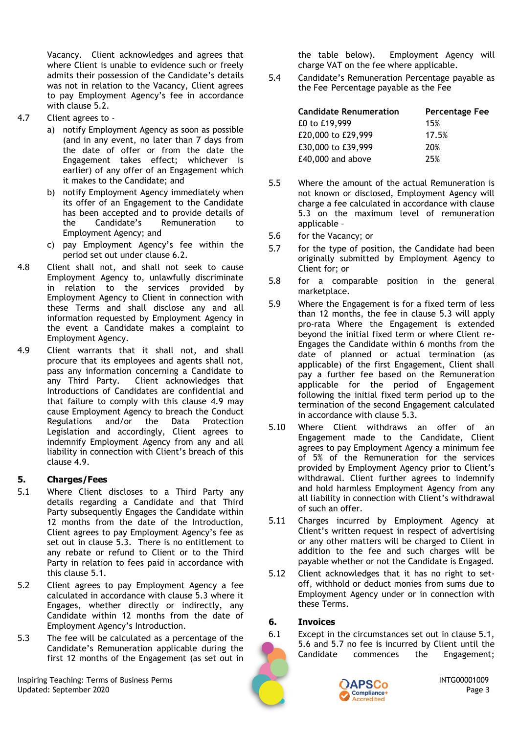Vacancy. Client acknowledges and agrees that where Client is unable to evidence such or freely admits their possession of the Candidate's details was not in relation to the Vacancy, Client agrees to pay Employment Agency's fee in accordance with clause 5.2.

4.7 Client agrees to -

a) notify Employment Agency as soon as possible (and in any event, no later than 7 days from the date of offer or from the date the Engagement takes effect; whichever is earlier) of any offer of an Engagement which it makes to the Candidate; and

b) notify Employment Agency immediately when its offer of an Engagement to the Candidate has been accepted and to provide details of the Candidate's Remuneration to Employment Agency; and

c) pay Employment Agency's fee within the period set out under clause 6.2.

4.8 Client shall not, and shall not seek to cause Employment Agency to, unlawfully discriminate in relation to the services provided by Employment Agency to Client in connection with these Terms and shall disclose any and all information requested by Employment Agency in the event a Candidate makes a complaint to Employment Agency.

4.9 Client warrants that it shall not, and shall procure that its employees and agents shall not, pass any information concerning a Candidate to any Third Party. Client acknowledges that Introductions of Candidates are confidential and that failure to comply with this clause 4.9 may cause Employment Agency to breach the Conduct Regulations and/or the Data Protection Legislation and accordingly, Client agrees to indemnify Employment Agency from any and all liability in connection with Client's breach of this clause 4.9.

## 5. Charges/Fees

5.1 Where Client discloses to a Third Party any details regarding a Candidate and that Third Party subsequently Engages the Candidate within 12 months from the date of the Introduction, Client agrees to pay Employment Agency's fee as set out in clause 5.3. There is no entitlement to any rebate or refund to Client or to the Third Party in relation to fees paid in accordance with this clause 5.1.

5.2 Client agrees to pay Employment Agency a fee calculated in accordance with clause 5.3 where it Engages, whether directly or indirectly, any Candidate within 12 months from the date of Employment Agency's Introduction.

5.3 The fee will be calculated as a percentage of the Candidate's Remuneration applicable during the first 12 months of the Engagement (as set out in the table below). Employment Agency will charge VAT on the fee where applicable.

5.4 Candidate's Remuneration Percentage payable as the Fee Percentage payable as the Fee

| Candidate Renumeration | Percentage Fee |
|---|---|
| £0 to £19,999 | 15% |
| £20,000 to £29,999 | 17.5% |
| £30,000 to £39,999 | 20% |
| £40,000 and above | 25% |

5.5 Where the amount of the actual Remuneration is not known or disclosed, Employment Agency will charge a fee calculated in accordance with clause 5.3 on the maximum level of remuneration applicable -

5.6 for the Vacancy; or

5.7 for the type of position, the Candidate had been originally submitted by Employment Agency to Client for; or

5.8 for a comparable position in the general marketplace.

5.9 Where the Engagement is for a fixed term of less than 12 months, the fee in clause 5.3 will apply pro-rata Where the Engagement is extended beyond the initial fixed term or where Client re-Engages the Candidate within 6 months from the date of planned or actual termination (as applicable) of the first Engagement, Client shall pay a further fee based on the Remuneration applicable for the period of Engagement following the initial fixed term period up to the termination of the second Engagement calculated in accordance with clause 5.3.

5.10 Where Client withdraws an offer of an Engagement made to the Candidate, Client agrees to pay Employment Agency a minimum fee of 5% of the Remuneration for the services provided by Employment Agency prior to Client's withdrawal. Client further agrees to indemnify and hold harmless Employment Agency from any all liability in connection with Client's withdrawal of such an offer.

5.11 Charges incurred by Employment Agency at Client's written request in respect of advertising or any other matters will be charged to Client in addition to the fee and such charges will be payable whether or not the Candidate is Engaged.

5.12 Client acknowledges that it has no right to set-off, withhold or deduct monies from sums due to Employment Agency under or in connection with these Terms.

## 6. Invoices

6.1 Except in the circumstances set out in clause 5.1, 5.6 and 5.7 no fee is incurred by Client until the Candidate commences the Engagement;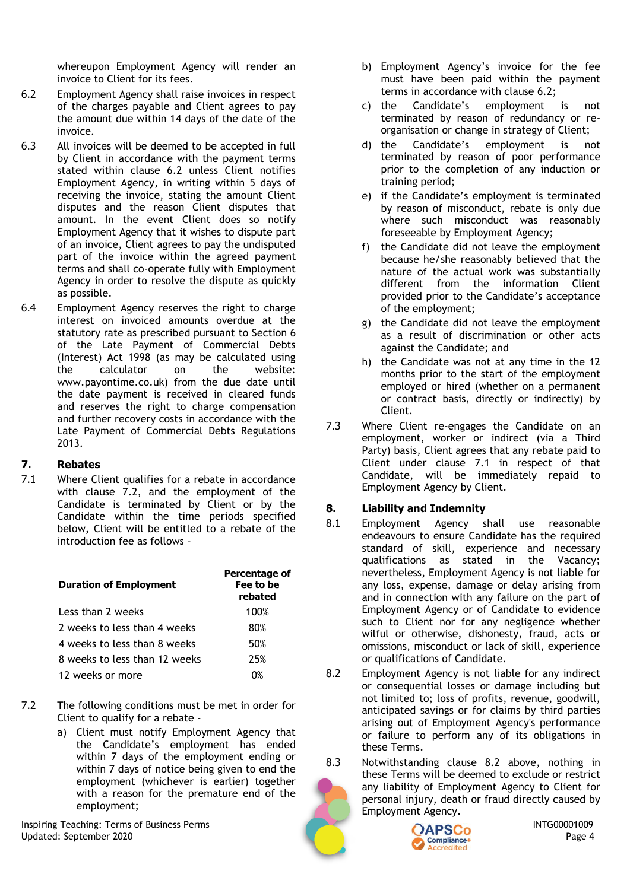whereupon Employment Agency will render an invoice to Client for its fees.

6.2 Employment Agency shall raise invoices in respect of the charges payable and Client agrees to pay the amount due within 14 days of the date of the invoice.

6.3 All invoices will be deemed to be accepted in full by Client in accordance with the payment terms stated within clause 6.2 unless Client notifies Employment Agency, in writing within 5 days of receiving the invoice, stating the amount Client disputes and the reason Client disputes that amount. In the event Client does so notify Employment Agency that it wishes to dispute part of an invoice, Client agrees to pay the undisputed part of the invoice within the agreed payment terms and shall co-operate fully with Employment Agency in order to resolve the dispute as quickly as possible.

6.4 Employment Agency reserves the right to charge interest on invoiced amounts overdue at the statutory rate as prescribed pursuant to Section 6 of the Late Payment of Commercial Debts (Interest) Act 1998 (as may be calculated using the calculator on the website: www.payontime.co.uk) from the due date until the date payment is received in cleared funds and reserves the right to charge compensation and further recovery costs in accordance with the Late Payment of Commercial Debts Regulations 2013.

## 7. Rebates

7.1 Where Client qualifies for a rebate in accordance with clause 7.2, and the employment of the Candidate is terminated by Client or by the Candidate within the time periods specified below, Client will be entitled to a rebate of the introduction fee as follows –

| Duration of Employment | Percentage of Fee to be rebated |
|---|---|
| Less than 2 weeks | 100% |
| 2 weeks to less than 4 weeks | 80% |
| 4 weeks to less than 8 weeks | 50% |
| 8 weeks to less than 12 weeks | 25% |
| 12 weeks or more | 0% |

7.2 The following conditions must be met in order for Client to qualify for a rebate -

a) Client must notify Employment Agency that the Candidate's employment has ended within 7 days of the employment ending or within 7 days of notice being given to end the employment (whichever is earlier) together with a reason for the premature end of the employment;

b) Employment Agency's invoice for the fee must have been paid within the payment terms in accordance with clause 6.2;

c) the Candidate's employment is not terminated by reason of redundancy or re-organisation or change in strategy of Client;

d) the Candidate's employment is not terminated by reason of poor performance prior to the completion of any induction or training period;

e) if the Candidate's employment is terminated by reason of misconduct, rebate is only due where such misconduct was reasonably foreseeable by Employment Agency;

f) the Candidate did not leave the employment because he/she reasonably believed that the nature of the actual work was substantially different from the information Client provided prior to the Candidate's acceptance of the employment;

g) the Candidate did not leave the employment as a result of discrimination or other acts against the Candidate; and

h) the Candidate was not at any time in the 12 months prior to the start of the employment employed or hired (whether on a permanent or contract basis, directly or indirectly) by Client.

7.3 Where Client re-engages the Candidate on an employment, worker or indirect (via a Third Party) basis, Client agrees that any rebate paid to Client under clause 7.1 in respect of that Candidate, will be immediately repaid to Employment Agency by Client.

## 8. Liability and Indemnity

8.1 Employment Agency shall use reasonable endeavours to ensure Candidate has the required standard of skill, experience and necessary qualifications as stated in the Vacancy; nevertheless, Employment Agency is not liable for any loss, expense, damage or delay arising from and in connection with any failure on the part of Employment Agency or of Candidate to evidence such to Client nor for any negligence whether wilful or otherwise, dishonesty, fraud, acts or omissions, misconduct or lack of skill, experience or qualifications of Candidate.

8.2 Employment Agency is not liable for any indirect or consequential losses or damage including but not limited to; loss of profits, revenue, goodwill, anticipated savings or for claims by third parties arising out of Employment Agency's performance or failure to perform any of its obligations in these Terms.

8.3 Notwithstanding clause 8.2 above, nothing in these Terms will be deemed to exclude or restrict any liability of Employment Agency to Client for personal injury, death or fraud directly caused by Employment Agency.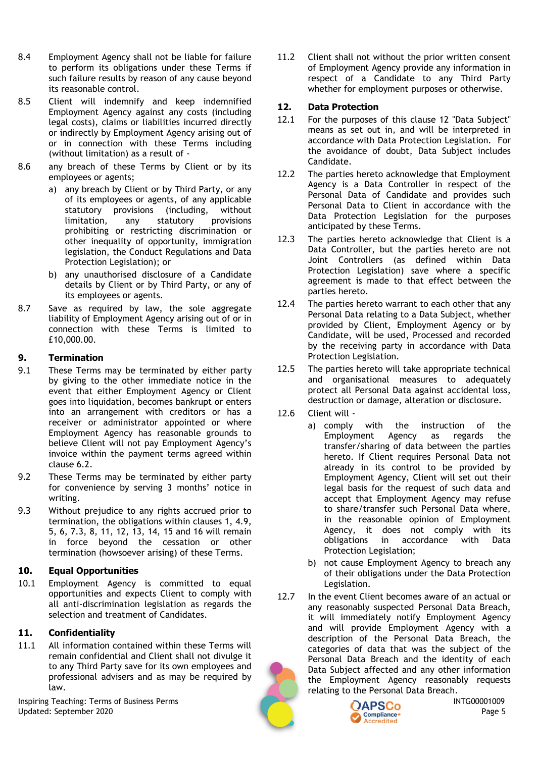8.4 Employment Agency shall not be liable for failure to perform its obligations under these Terms if such failure results by reason of any cause beyond its reasonable control.

8.5 Client will indemnify and keep indemnified Employment Agency against any costs (including legal costs), claims or liabilities incurred directly or indirectly by Employment Agency arising out of or in connection with these Terms including (without limitation) as a result of -

8.6 any breach of these Terms by Client or by its employees or agents;

a) any breach by Client or by Third Party, or any of its employees or agents, of any applicable statutory provisions (including, without limitation, any statutory provisions prohibiting or restricting discrimination or other inequality of opportunity, immigration legislation, the Conduct Regulations and Data Protection Legislation); or

b) any unauthorised disclosure of a Candidate details by Client or by Third Party, or any of its employees or agents.

8.7 Save as required by law, the sole aggregate liability of Employment Agency arising out of or in connection with these Terms is limited to £10,000.00.

## 9. Termination

9.1 These Terms may be terminated by either party by giving to the other immediate notice in the event that either Employment Agency or Client goes into liquidation, becomes bankrupt or enters into an arrangement with creditors or has a receiver or administrator appointed or where Employment Agency has reasonable grounds to believe Client will not pay Employment Agency's invoice within the payment terms agreed within clause 6.2.

9.2 These Terms may be terminated by either party for convenience by serving 3 months' notice in writing.

9.3 Without prejudice to any rights accrued prior to termination, the obligations within clauses 1, 4.9, 5, 6, 7.3, 8, 11, 12, 13, 14, 15 and 16 will remain in force beyond the cessation or other termination (howsoever arising) of these Terms.

## 10. Equal Opportunities

10.1 Employment Agency is committed to equal opportunities and expects Client to comply with all anti-discrimination legislation as regards the selection and treatment of Candidates.

## 11. Confidentiality

11.1 All information contained within these Terms will remain confidential and Client shall not divulge it to any Third Party save for its own employees and professional advisers and as may be required by law.

11.2 Client shall not without the prior written consent of Employment Agency provide any information in respect of a Candidate to any Third Party whether for employment purposes or otherwise.

## 12. Data Protection

12.1 For the purposes of this clause 12 "Data Subject" means as set out in, and will be interpreted in accordance with Data Protection Legislation. For the avoidance of doubt, Data Subject includes Candidate.

12.2 The parties hereto acknowledge that Employment Agency is a Data Controller in respect of the Personal Data of Candidate and provides such Personal Data to Client in accordance with the Data Protection Legislation for the purposes anticipated by these Terms.

12.3 The parties hereto acknowledge that Client is a Data Controller, but the parties hereto are not Joint Controllers (as defined within Data Protection Legislation) save where a specific agreement is made to that effect between the parties hereto.

12.4 The parties hereto warrant to each other that any Personal Data relating to a Data Subject, whether provided by Client, Employment Agency or by Candidate, will be used, Processed and recorded by the receiving party in accordance with Data Protection Legislation.

12.5 The parties hereto will take appropriate technical and organisational measures to adequately protect all Personal Data against accidental loss, destruction or damage, alteration or disclosure.

12.6 Client will -

a) comply with the instruction of the Employment Agency as regards the transfer/sharing of data between the parties hereto. If Client requires Personal Data not already in its control to be provided by Employment Agency, Client will set out their legal basis for the request of such data and accept that Employment Agency may refuse to share/transfer such Personal Data where, in the reasonable opinion of Employment Agency, it does not comply with its obligations in accordance with Data Protection Legislation;

b) not cause Employment Agency to breach any of their obligations under the Data Protection Legislation.

12.7 In the event Client becomes aware of an actual or any reasonably suspected Personal Data Breach, it will immediately notify Employment Agency and will provide Employment Agency with a description of the Personal Data Breach, the categories of data that was the subject of the Personal Data Breach and the identity of each Data Subject affected and any other information the Employment Agency reasonably requests relating to the Personal Data Breach.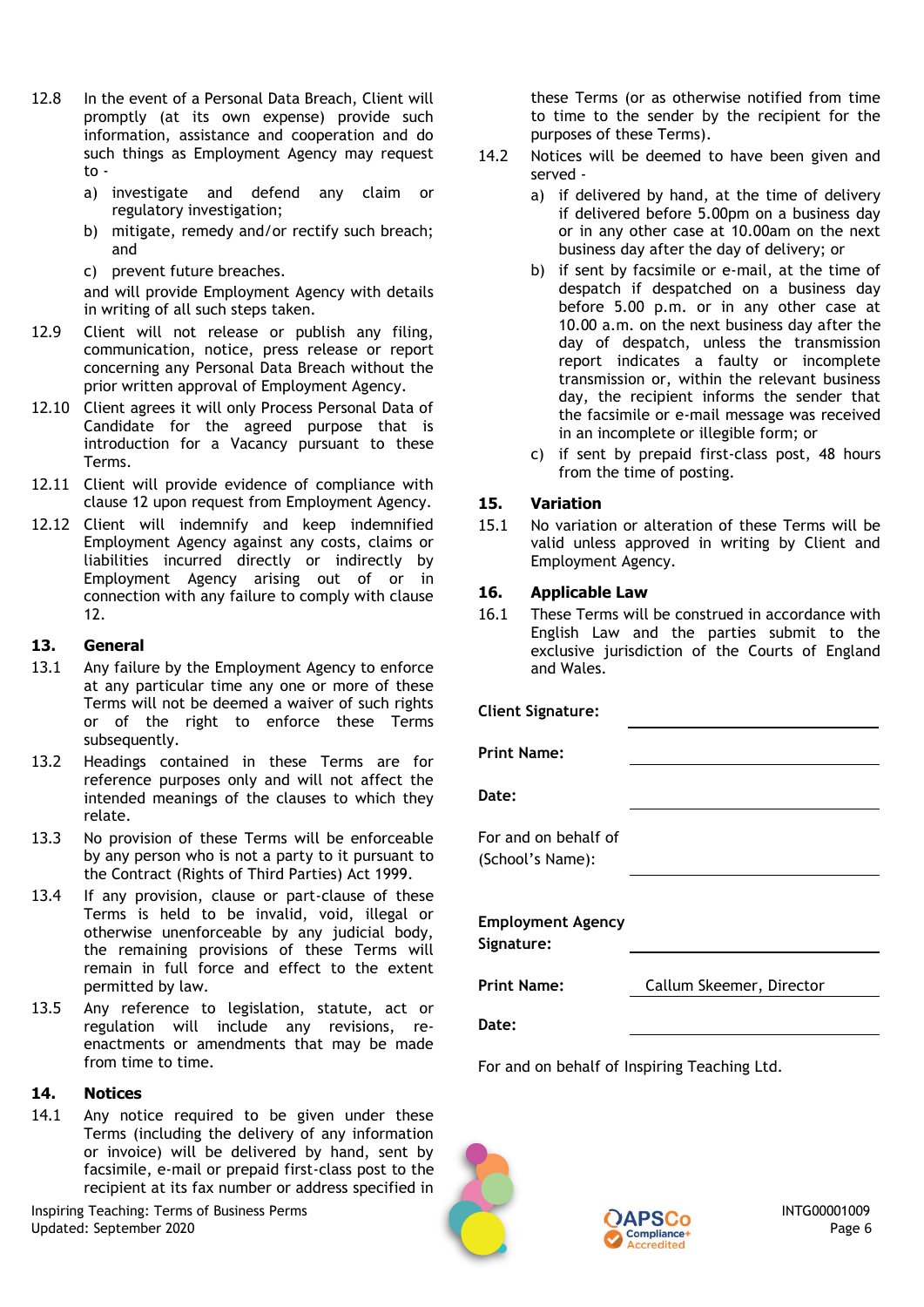12.8 In the event of a Personal Data Breach, Client will promptly (at its own expense) provide such information, assistance and cooperation and do such things as Employment Agency may request to -

a) investigate and defend any claim or regulatory investigation;

b) mitigate, remedy and/or rectify such breach; and

c) prevent future breaches.

and will provide Employment Agency with details in writing of all such steps taken.

12.9 Client will not release or publish any filing, communication, notice, press release or report concerning any Personal Data Breach without the prior written approval of Employment Agency.

12.10 Client agrees it will only Process Personal Data of Candidate for the agreed purpose that is introduction for a Vacancy pursuant to these Terms.

12.11 Client will provide evidence of compliance with clause 12 upon request from Employment Agency.

12.12 Client will indemnify and keep indemnified Employment Agency against any costs, claims or liabilities incurred directly or indirectly by Employment Agency arising out of or in connection with any failure to comply with clause 12.

## 13. General

13.1 Any failure by the Employment Agency to enforce at any particular time any one or more of these Terms will not be deemed a waiver of such rights or of the right to enforce these Terms subsequently.

13.2 Headings contained in these Terms are for reference purposes only and will not affect the intended meanings of the clauses to which they relate.

13.3 No provision of these Terms will be enforceable by any person who is not a party to it pursuant to the Contract (Rights of Third Parties) Act 1999.

13.4 If any provision, clause or part-clause of these Terms is held to be invalid, void, illegal or otherwise unenforceable by any judicial body, the remaining provisions of these Terms will remain in full force and effect to the extent permitted by law.

13.5 Any reference to legislation, statute, act or regulation will include any revisions, re-enactments or amendments that may be made from time to time.

## 14. Notices

14.1 Any notice required to be given under these Terms (including the delivery of any information or invoice) will be delivered by hand, sent by facsimile, e-mail or prepaid first-class post to the recipient at its fax number or address specified in these Terms (or as otherwise notified from time to time to the sender by the recipient for the purposes of these Terms).

14.2 Notices will be deemed to have been given and served -

a) if delivered by hand, at the time of delivery if delivered before 5.00pm on a business day or in any other case at 10.00am on the next business day after the day of delivery; or

b) if sent by facsimile or e-mail, at the time of despatch if despatched on a business day before 5.00 p.m. or in any other case at 10.00 a.m. on the next business day after the day of despatch, unless the transmission report indicates a faulty or incomplete transmission or, within the relevant business day, the recipient informs the sender that the facsimile or e-mail message was received in an incomplete or illegible form; or

c) if sent by prepaid first-class post, 48 hours from the time of posting.

## 15. Variation

15.1 No variation or alteration of these Terms will be valid unless approved in writing by Client and Employment Agency.

## 16. Applicable Law

16.1 These Terms will be construed in accordance with English Law and the parties submit to the exclusive jurisdiction of the Courts of England and Wales.

**Client Signature:** ______________________

**Print Name:** ______________________

**Date:** ______________________

For and on behalf of (School's Name): ______________________

**Employment Agency Signature:** ______________________

**Print Name:** Callum Skeemer, Director

**Date:** ______________________

For and on behalf of Inspiring Teaching Ltd.

APSCo Compliance+ Accredited

INTG00001009